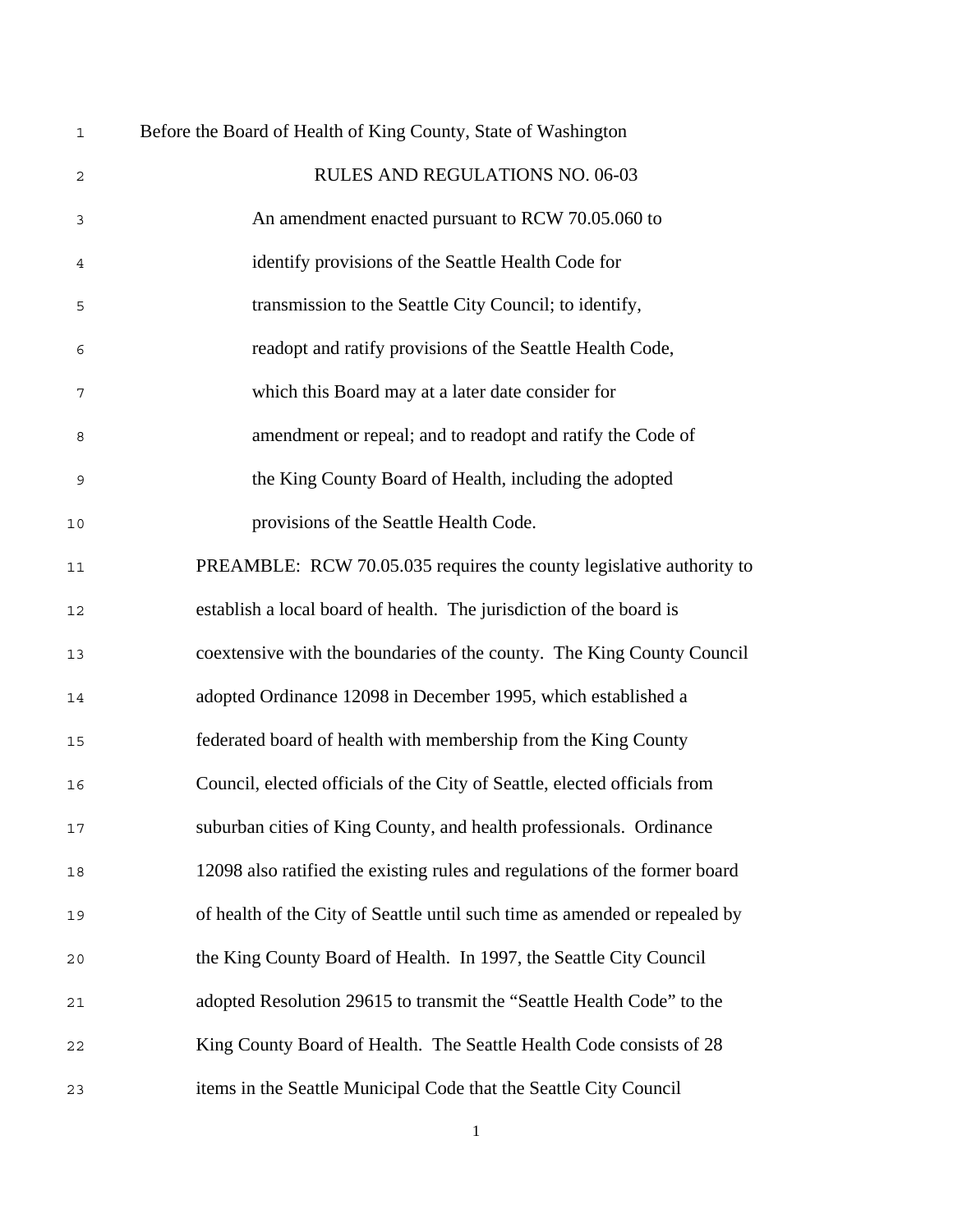Before the Board of Health of King County, State of Washington

# RULES AND REGULATIONS NO. 06-03

An amendment enacted pursuant to RCW 70.05.060 to identify provisions of the Seattle Health Code for transmission to the Seattle City Council; to identify, readopt and ratify provisions of the Seattle Health Code, which this Board may at a later date consider for amendment or repeal; and to readopt and ratify the Code of the King County Board of Health, including the adopted provisions of the Seattle Health Code.

PREAMBLE: RCW 70.05.035 requires the county legislative authority to establish a local board of health. The jurisdiction of the board is coextensive with the boundaries of the county. The King County Council adopted Ordinance 12098 in December 1995, which established a federated board of health with membership from the King County Council, elected officials of the City of Seattle, elected officials from suburban cities of King County, and health professionals. Ordinance 12098 also ratified the existing rules and regulations of the former board of health of the City of Seattle until such time as amended or repealed by the King County Board of Health. In 1997, the Seattle City Council adopted Resolution 29615 to transmit the "Seattle Health Code" to the King County Board of Health. The Seattle Health Code consists of 28 items in the Seattle Municipal Code that the Seattle City Council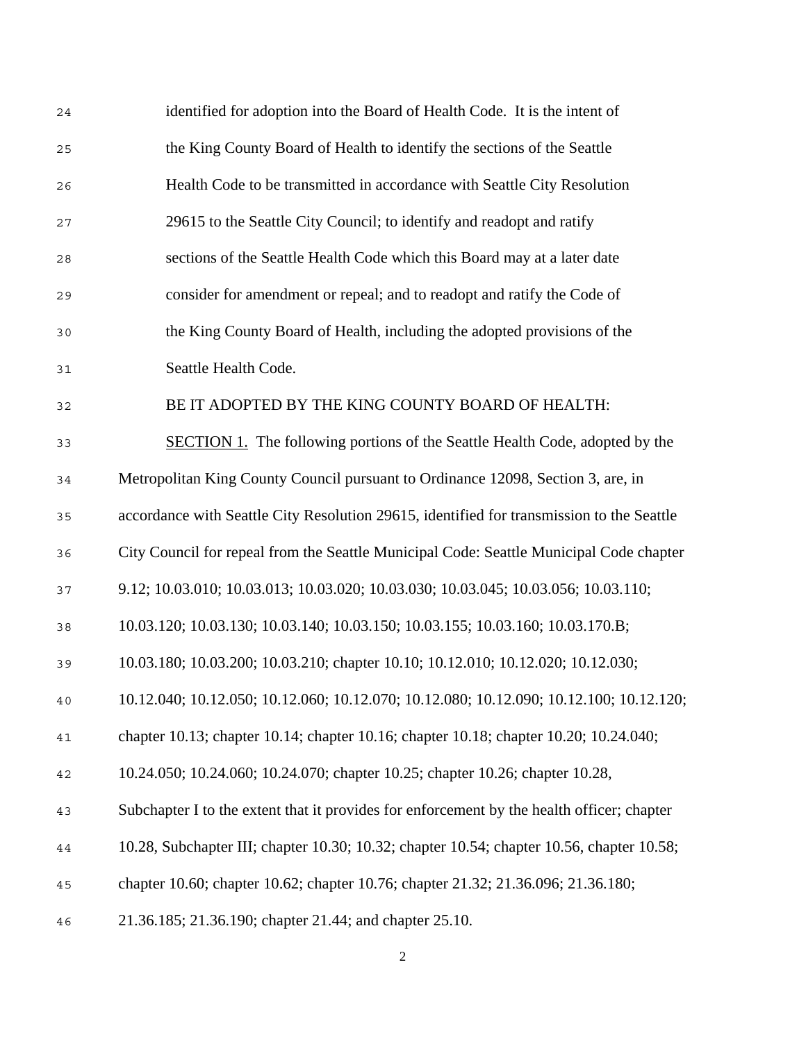identified for adoption into the Board of Health Code. It is the intent of the King County Board of Health to identify the sections of the Seattle Health Code to be transmitted in accordance with Seattle City Resolution 29615 to the Seattle City Council; to identify and readopt and ratify sections of the Seattle Health Code which this Board may at a later date consider for amendment or repeal; and to readopt and ratify the Code of the King County Board of Health, including the adopted provisions of the Seattle Health Code.

BE IT ADOPTED BY THE KING COUNTY BOARD OF HEALTH:

SECTION 1. The following portions of the Seattle Health Code, adopted by the Metropolitan King County Council pursuant to Ordinance 12098, Section 3, are, in accordance with Seattle City Resolution 29615, identified for transmission to the Seattle City Council for repeal from the Seattle Municipal Code: Seattle Municipal Code chapter 9.12; 10.03.010; 10.03.013; 10.03.020; 10.03.030; 10.03.045; 10.03.056; 10.03.110; 10.03.120; 10.03.130; 10.03.140; 10.03.150; 10.03.155; 10.03.160; 10.03.170.B; 10.03.180; 10.03.200; 10.03.210; chapter 10.10; 10.12.010; 10.12.020; 10.12.030; 10.12.040; 10.12.050; 10.12.060; 10.12.070; 10.12.080; 10.12.090; 10.12.100; 10.12.120; chapter 10.13; chapter 10.14; chapter 10.16; chapter 10.18; chapter 10.20; 10.24.040; 10.24.050; 10.24.060; 10.24.070; chapter 10.25; chapter 10.26; chapter 10.28, Subchapter I to the extent that it provides for enforcement by the health officer; chapter 10.28, Subchapter III; chapter 10.30; 10.32; chapter 10.54; chapter 10.56, chapter 10.58; chapter 10.60; chapter 10.62; chapter 10.76; chapter 21.32; 21.36.096; 21.36.180; 21.36.185; 21.36.190; chapter 21.44; and chapter 25.10.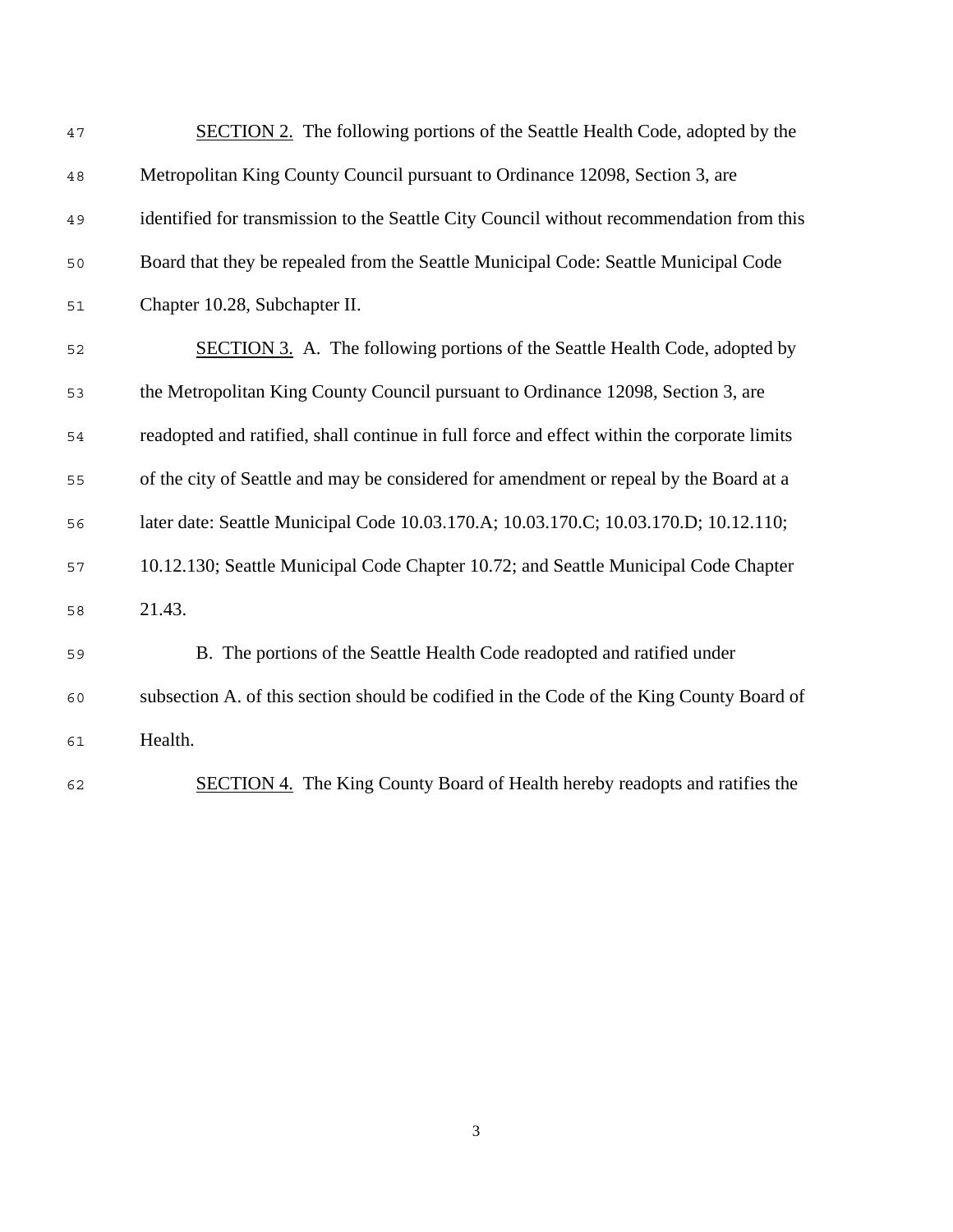SECTION 2. The following portions of the Seattle Health Code, adopted by the Metropolitan King County Council pursuant to Ordinance 12098, Section 3, are identified for transmission to the Seattle City Council without recommendation from this Board that they be repealed from the Seattle Municipal Code: Seattle Municipal Code Chapter 10.28, Subchapter II.

SECTION 3. A. The following portions of the Seattle Health Code, adopted by the Metropolitan King County Council pursuant to Ordinance 12098, Section 3, are readopted and ratified, shall continue in full force and effect within the corporate limits of the city of Seattle and may be considered for amendment or repeal by the Board at a later date: Seattle Municipal Code 10.03.170.A; 10.03.170.C; 10.03.170.D; 10.12.110; 10.12.130; Seattle Municipal Code Chapter 10.72; and Seattle Municipal Code Chapter 21.43.

B. The portions of the Seattle Health Code readopted and ratified under subsection A. of this section should be codified in the Code of the King County Board of Health.

SECTION 4. The King County Board of Health hereby readopts and ratifies the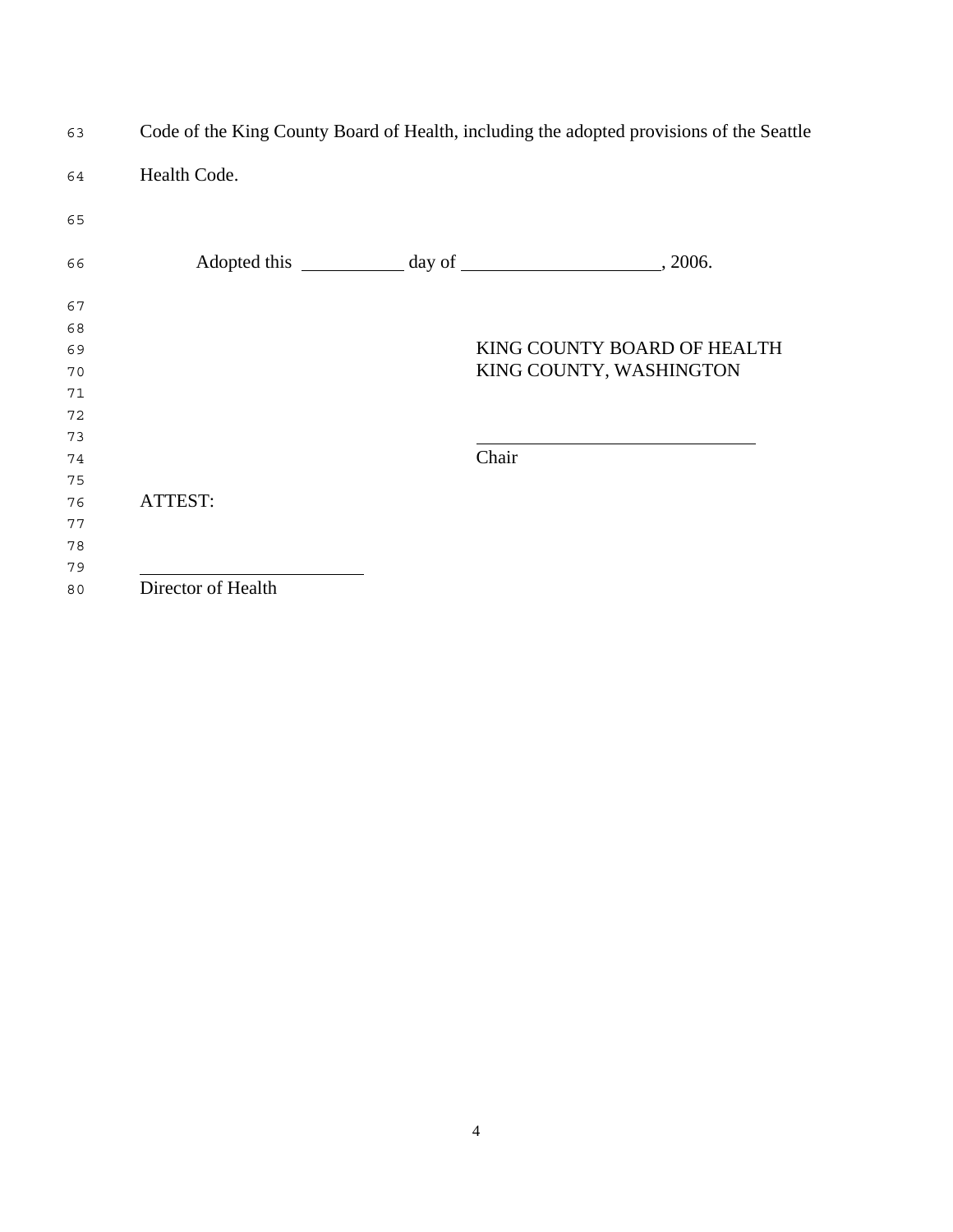Code of the King County Board of Health, including the adopted provisions of the Seattle Health Code.

Adopted this ____________ day of ______________________, 2006.

KING COUNTY BOARD OF HEALTH
KING COUNTY, WASHINGTON

________________________________
Chair

ATTEST:

_________________________
Director of Health